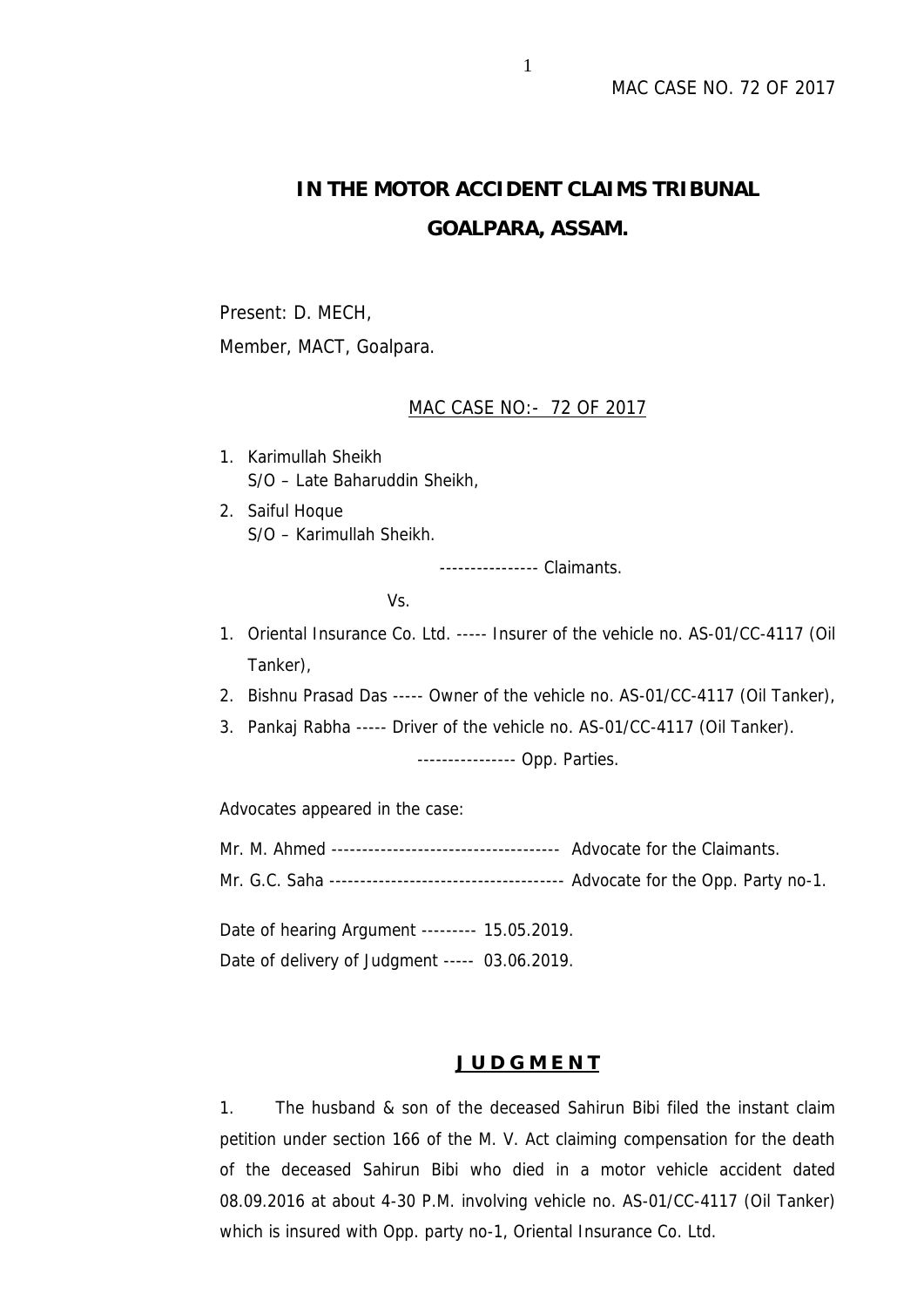# IN THE MOTOR ACCIDENT CLAIMS TRIBUNAL
# GOALPARA, ASSAM.

Present: D. MECH,
Member, MACT, Goalpara.

<u>MAC CASE NO:- 72 OF 2017</u>

1. Karimullah Sheikh
   S/O – Late Baharuddin Sheikh,
2. Saiful Hoque
   S/O – Karimullah Sheikh.

---------------- Claimants.

Vs.

1. Oriental Insurance Co. Ltd. ----- Insurer of the vehicle no. AS-01/CC-4117 (Oil Tanker),
2. Bishnu Prasad Das ----- Owner of the vehicle no. AS-01/CC-4117 (Oil Tanker),
3. Pankaj Rabha ----- Driver of the vehicle no. AS-01/CC-4117 (Oil Tanker).

---------------- Opp. Parties.

Advocates appeared in the case:

Mr. M. Ahmed ------------------------------------- Advocate for the Claimants.
Mr. G.C. Saha ------------------------------------- Advocate for the Opp. Party no-1.

Date of hearing Argument --------- 15.05.2019.
Date of delivery of Judgment ----- 03.06.2019.

## <u>**J U D G M E N T**</u>

1. The husband & son of the deceased Sahirun Bibi filed the instant claim petition under section 166 of the M. V. Act claiming compensation for the death of the deceased Sahirun Bibi who died in a motor vehicle accident dated 08.09.2016 at about 4-30 P.M. involving vehicle no. AS-01/CC-4117 (Oil Tanker) which is insured with Opp. party no-1, Oriental Insurance Co. Ltd.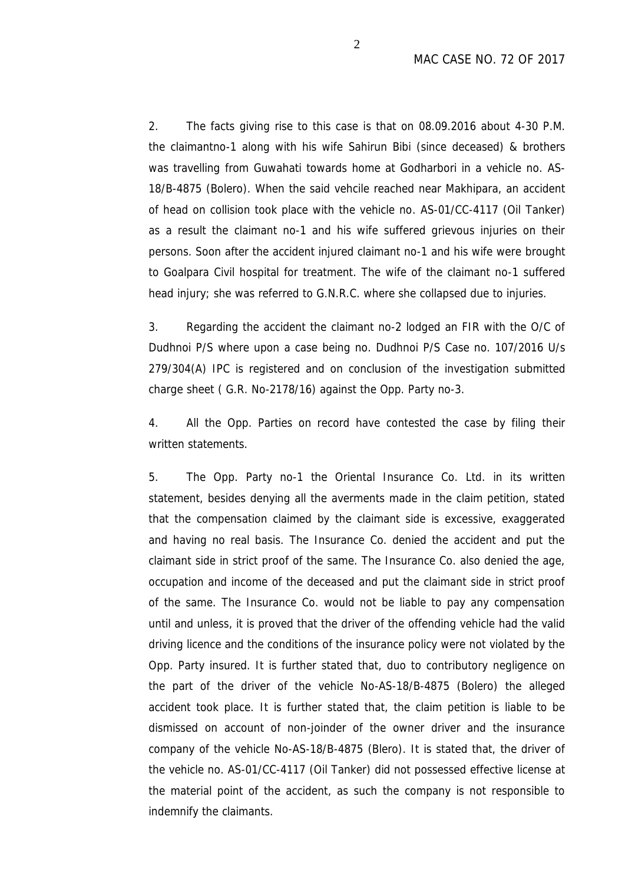2. The facts giving rise to this case is that on 08.09.2016 about 4-30 P.M. the claimantno-1 along with his wife Sahirun Bibi (since deceased) & brothers was travelling from Guwahati towards home at Godharbori in a vehicle no. AS-18/B-4875 (Bolero). When the said vehcile reached near Makhipara, an accident of head on collision took place with the vehicle no. AS-01/CC-4117 (Oil Tanker) as a result the claimant no-1 and his wife suffered grievous injuries on their persons. Soon after the accident injured claimant no-1 and his wife were brought to Goalpara Civil hospital for treatment. The wife of the claimant no-1 suffered head injury; she was referred to G.N.R.C. where she collapsed due to injuries.

3. Regarding the accident the claimant no-2 lodged an FIR with the O/C of Dudhnoi P/S where upon a case being no. Dudhnoi P/S Case no. 107/2016 U/s 279/304(A) IPC is registered and on conclusion of the investigation submitted charge sheet ( G.R. No-2178/16) against the Opp. Party no-3.

4. All the Opp. Parties on record have contested the case by filing their written statements.

5. The Opp. Party no-1 the Oriental Insurance Co. Ltd. in its written statement, besides denying all the averments made in the claim petition, stated that the compensation claimed by the claimant side is excessive, exaggerated and having no real basis. The Insurance Co. denied the accident and put the claimant side in strict proof of the same. The Insurance Co. also denied the age, occupation and income of the deceased and put the claimant side in strict proof of the same. The Insurance Co. would not be liable to pay any compensation until and unless, it is proved that the driver of the offending vehicle had the valid driving licence and the conditions of the insurance policy were not violated by the Opp. Party insured. It is further stated that, duo to contributory negligence on the part of the driver of the vehicle No-AS-18/B-4875 (Bolero) the alleged accident took place. It is further stated that, the claim petition is liable to be dismissed on account of non-joinder of the owner driver and the insurance company of the vehicle No-AS-18/B-4875 (Blero). It is stated that, the driver of the vehicle no. AS-01/CC-4117 (Oil Tanker) did not possessed effective license at the material point of the accident, as such the company is not responsible to indemnify the claimants.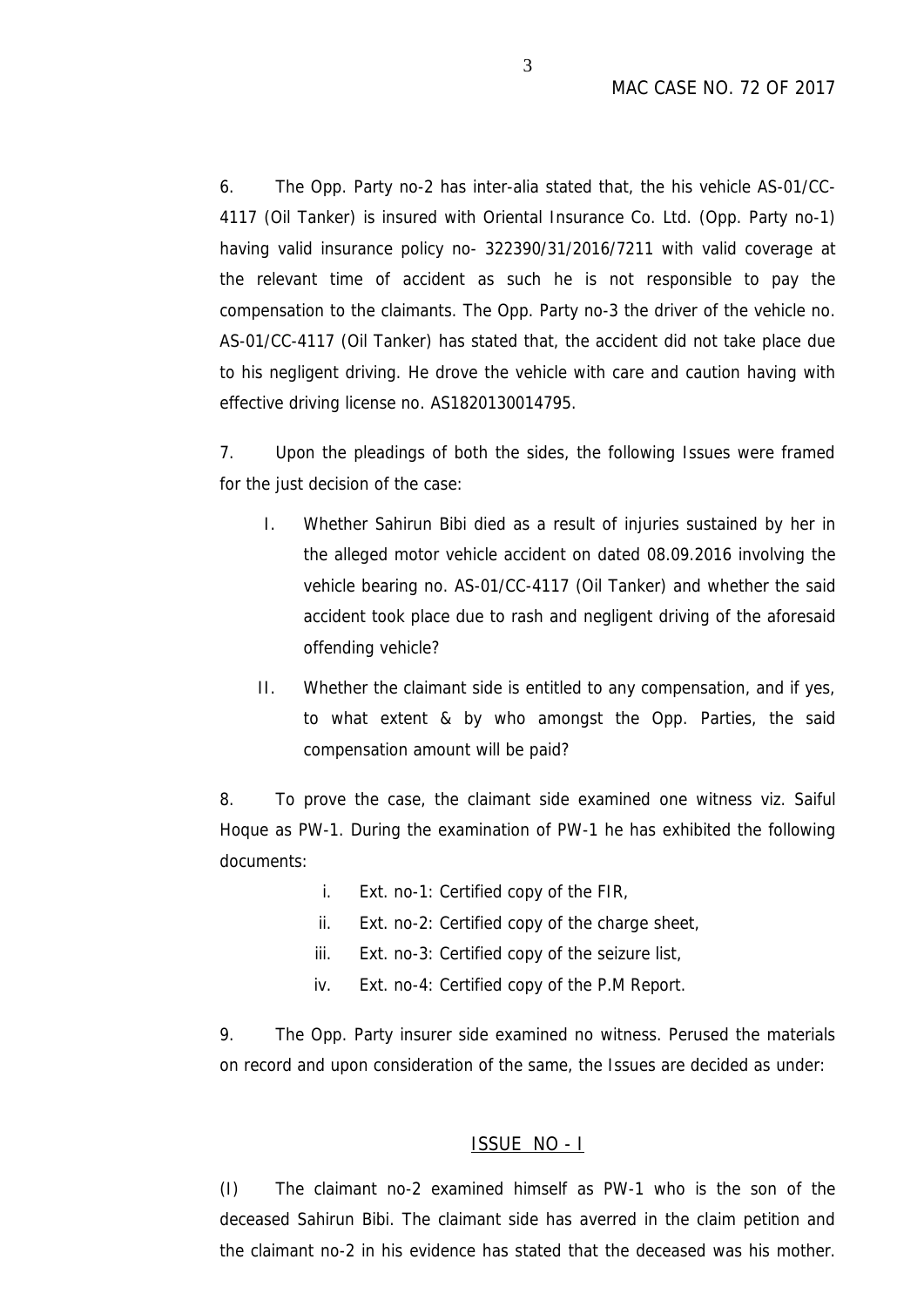6. The Opp. Party no-2 has inter-alia stated that, the his vehicle AS-01/CC-4117 (Oil Tanker) is insured with Oriental Insurance Co. Ltd. (Opp. Party no-1) having valid insurance policy no- 322390/31/2016/7211 with valid coverage at the relevant time of accident as such he is not responsible to pay the compensation to the claimants. The Opp. Party no-3 the driver of the vehicle no. AS-01/CC-4117 (Oil Tanker) has stated that, the accident did not take place due to his negligent driving. He drove the vehicle with care and caution having with effective driving license no. AS1820130014795.

7. Upon the pleadings of both the sides, the following Issues were framed for the just decision of the case:

I. Whether Sahirun Bibi died as a result of injuries sustained by her in the alleged motor vehicle accident on dated 08.09.2016 involving the vehicle bearing no. AS-01/CC-4117 (Oil Tanker) and whether the said accident took place due to rash and negligent driving of the aforesaid offending vehicle?

II. Whether the claimant side is entitled to any compensation, and if yes, to what extent & by who amongst the Opp. Parties, the said compensation amount will be paid?

8. To prove the case, the claimant side examined one witness viz. Saiful Hoque as PW-1. During the examination of PW-1 he has exhibited the following documents:

i. Ext. no-1: Certified copy of the FIR,
ii. Ext. no-2: Certified copy of the charge sheet,
iii. Ext. no-3: Certified copy of the seizure list,
iv. Ext. no-4: Certified copy of the P.M Report.

9. The Opp. Party insurer side examined no witness. Perused the materials on record and upon consideration of the same, the Issues are decided as under:

## ISSUE NO - I

(I) The claimant no-2 examined himself as PW-1 who is the son of the deceased Sahirun Bibi. The claimant side has averred in the claim petition and the claimant no-2 in his evidence has stated that the deceased was his mother.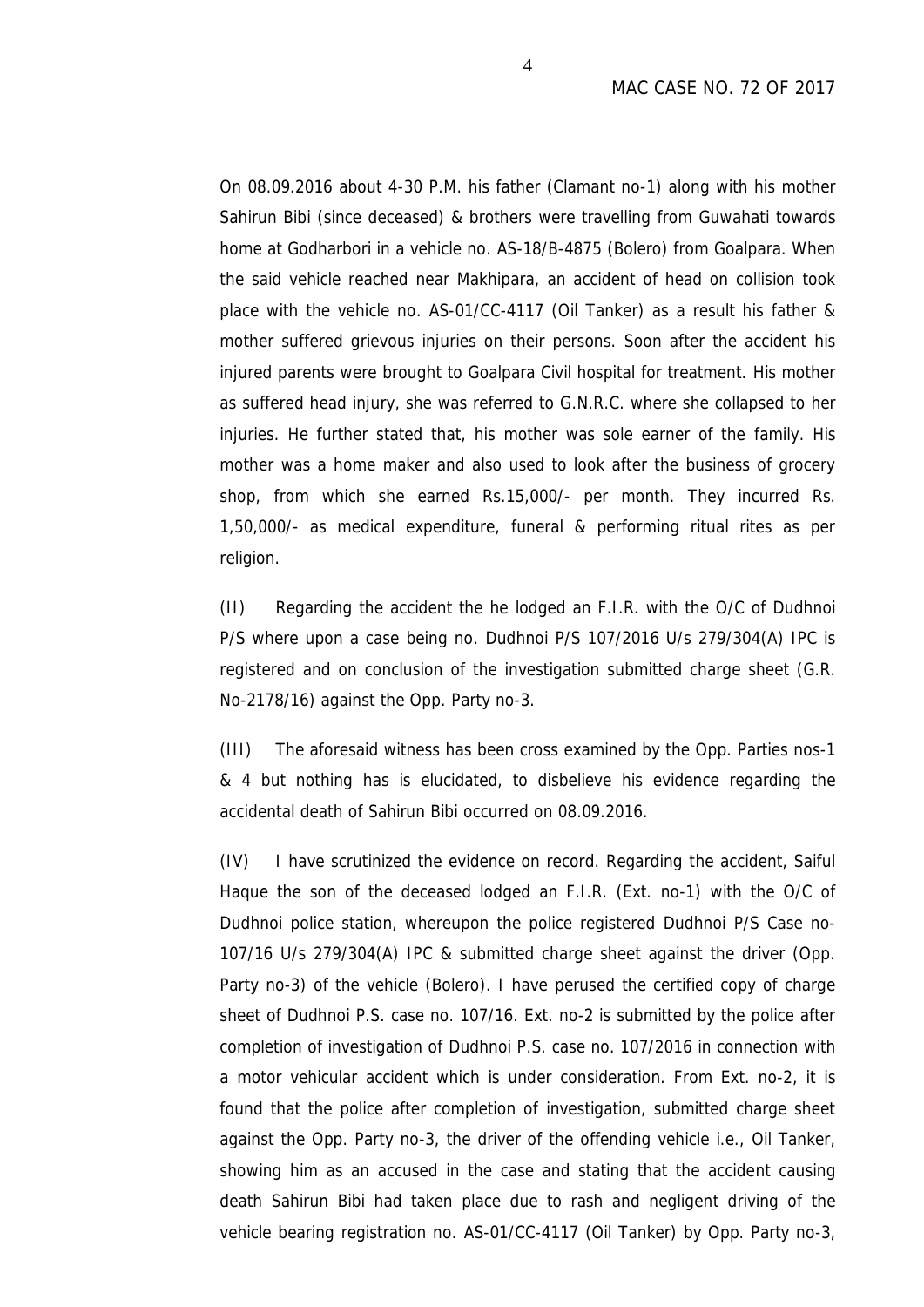On 08.09.2016 about 4-30 P.M. his father (Clamant no-1) along with his mother Sahirun Bibi (since deceased) & brothers were travelling from Guwahati towards home at Godharbori in a vehicle no. AS-18/B-4875 (Bolero) from Goalpara. When the said vehicle reached near Makhipara, an accident of head on collision took place with the vehicle no. AS-01/CC-4117 (Oil Tanker) as a result his father & mother suffered grievous injuries on their persons. Soon after the accident his injured parents were brought to Goalpara Civil hospital for treatment. His mother as suffered head injury, she was referred to G.N.R.C. where she collapsed to her injuries. He further stated that, his mother was sole earner of the family. His mother was a home maker and also used to look after the business of grocery shop, from which she earned Rs.15,000/- per month. They incurred Rs. 1,50,000/- as medical expenditure, funeral & performing ritual rites as per religion.

(II) Regarding the accident the he lodged an F.I.R. with the O/C of Dudhnoi P/S where upon a case being no. Dudhnoi P/S 107/2016 U/s 279/304(A) IPC is registered and on conclusion of the investigation submitted charge sheet (G.R. No-2178/16) against the Opp. Party no-3.

(III) The aforesaid witness has been cross examined by the Opp. Parties nos-1 & 4 but nothing has is elucidated, to disbelieve his evidence regarding the accidental death of Sahirun Bibi occurred on 08.09.2016.

(IV) I have scrutinized the evidence on record. Regarding the accident, Saiful Haque the son of the deceased lodged an F.I.R. (Ext. no-1) with the O/C of Dudhnoi police station, whereupon the police registered Dudhnoi P/S Case no-107/16 U/s 279/304(A) IPC & submitted charge sheet against the driver (Opp. Party no-3) of the vehicle (Bolero). I have perused the certified copy of charge sheet of Dudhnoi P.S. case no. 107/16. Ext. no-2 is submitted by the police after completion of investigation of Dudhnoi P.S. case no. 107/2016 in connection with a motor vehicular accident which is under consideration. From Ext. no-2, it is found that the police after completion of investigation, submitted charge sheet against the Opp. Party no-3, the driver of the offending vehicle i.e., Oil Tanker, showing him as an accused in the case and stating that the accident causing death Sahirun Bibi had taken place due to rash and negligent driving of the vehicle bearing registration no. AS-01/CC-4117 (Oil Tanker) by Opp. Party no-3,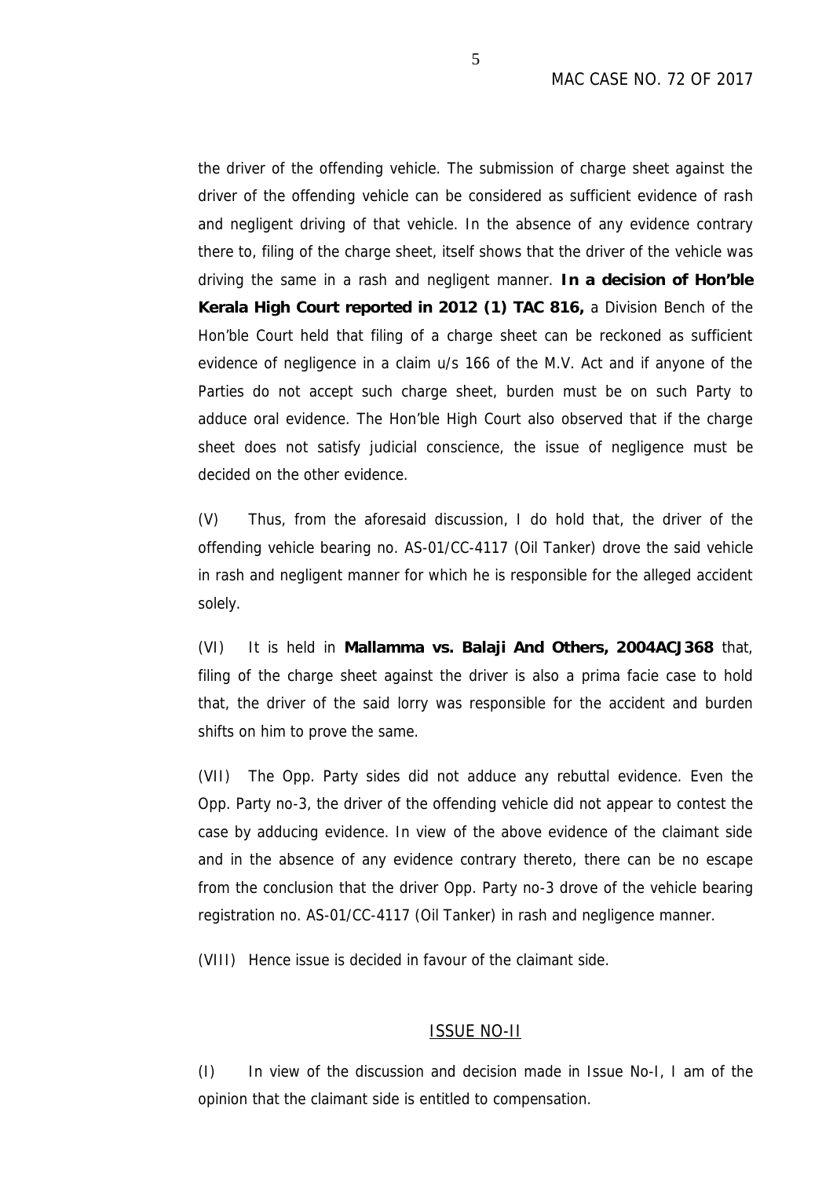the driver of the offending vehicle. The submission of charge sheet against the driver of the offending vehicle can be considered as sufficient evidence of rash and negligent driving of that vehicle. In the absence of any evidence contrary there to, filing of the charge sheet, itself shows that the driver of the vehicle was driving the same in a rash and negligent manner. **In a decision of Hon'ble Kerala High Court reported in 2012 (1) TAC 816,** a Division Bench of the Hon'ble Court held that filing of a charge sheet can be reckoned as sufficient evidence of negligence in a claim u/s 166 of the M.V. Act and if anyone of the Parties do not accept such charge sheet, burden must be on such Party to adduce oral evidence. The Hon'ble High Court also observed that if the charge sheet does not satisfy judicial conscience, the issue of negligence must be decided on the other evidence.

(V) Thus, from the aforesaid discussion, I do hold that, the driver of the offending vehicle bearing no. AS-01/CC-4117 (Oil Tanker) drove the said vehicle in rash and negligent manner for which he is responsible for the alleged accident solely.

(VI) It is held in **Mallamma vs. Balaji And Others, 2004ACJ368** that, filing of the charge sheet against the driver is also a prima facie case to hold that, the driver of the said lorry was responsible for the accident and burden shifts on him to prove the same.

(VII) The Opp. Party sides did not adduce any rebuttal evidence. Even the Opp. Party no-3, the driver of the offending vehicle did not appear to contest the case by adducing evidence. In view of the above evidence of the claimant side and in the absence of any evidence contrary thereto, there can be no escape from the conclusion that the driver Opp. Party no-3 drove of the vehicle bearing registration no. AS-01/CC-4117 (Oil Tanker) in rash and negligence manner.

(VIII) Hence issue is decided in favour of the claimant side.

## ISSUE NO-II

(I) In view of the discussion and decision made in Issue No-I, I am of the opinion that the claimant side is entitled to compensation.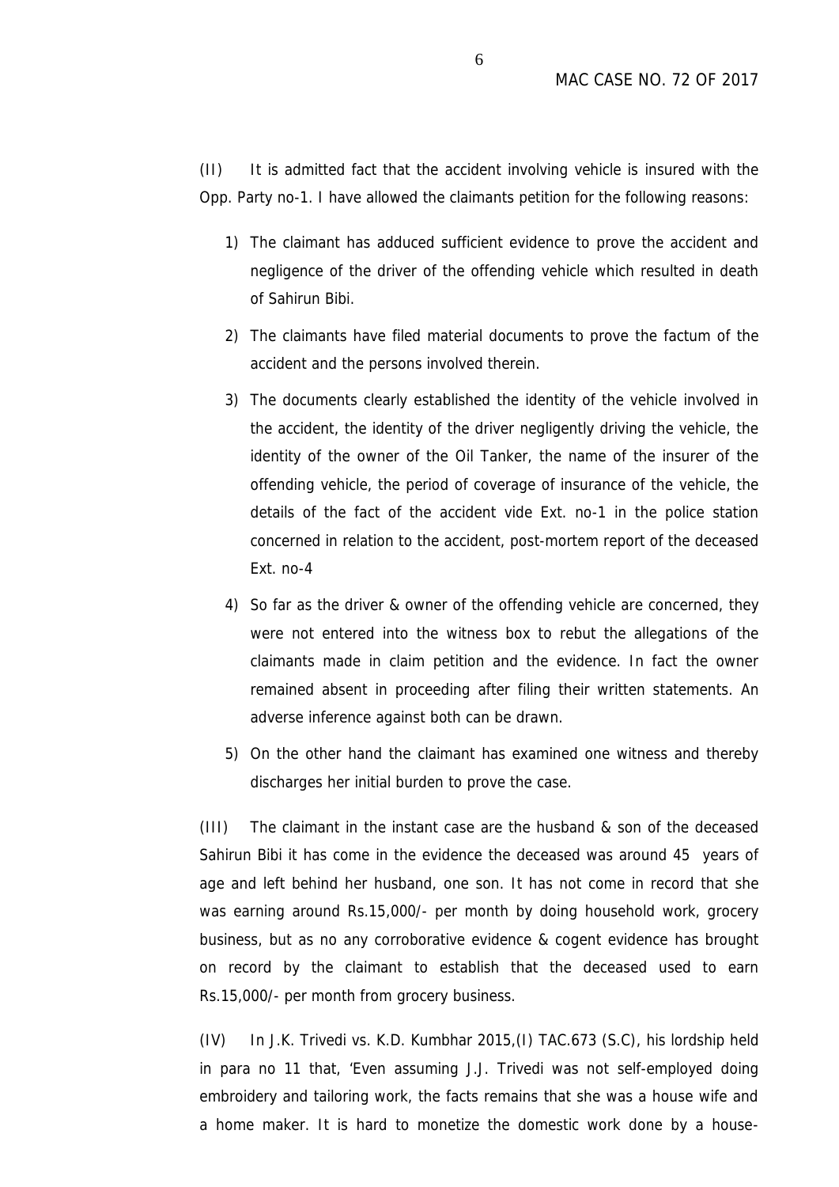(II) It is admitted fact that the accident involving vehicle is insured with the Opp. Party no-1. I have allowed the claimants petition for the following reasons:

1) The claimant has adduced sufficient evidence to prove the accident and negligence of the driver of the offending vehicle which resulted in death of Sahirun Bibi.

2) The claimants have filed material documents to prove the factum of the accident and the persons involved therein.

3) The documents clearly established the identity of the vehicle involved in the accident, the identity of the driver negligently driving the vehicle, the identity of the owner of the Oil Tanker, the name of the insurer of the offending vehicle, the period of coverage of insurance of the vehicle, the details of the fact of the accident vide Ext. no-1 in the police station concerned in relation to the accident, post-mortem report of the deceased Ext. no-4

4) So far as the driver & owner of the offending vehicle are concerned, they were not entered into the witness box to rebut the allegations of the claimants made in claim petition and the evidence. In fact the owner remained absent in proceeding after filing their written statements. An adverse inference against both can be drawn.

5) On the other hand the claimant has examined one witness and thereby discharges her initial burden to prove the case.

(III) The claimant in the instant case are the husband & son of the deceased Sahirun Bibi it has come in the evidence the deceased was around 45 years of age and left behind her husband, one son. It has not come in record that she was earning around Rs.15,000/- per month by doing household work, grocery business, but as no any corroborative evidence & cogent evidence has brought on record by the claimant to establish that the deceased used to earn Rs.15,000/- per month from grocery business.

(IV) In J.K. Trivedi vs. K.D. Kumbhar 2015,(I) TAC.673 (S.C), his lordship held in para no 11 that, 'Even assuming J.J. Trivedi was not self-employed doing embroidery and tailoring work, the facts remains that she was a house wife and a home maker. It is hard to monetize the domestic work done by a house-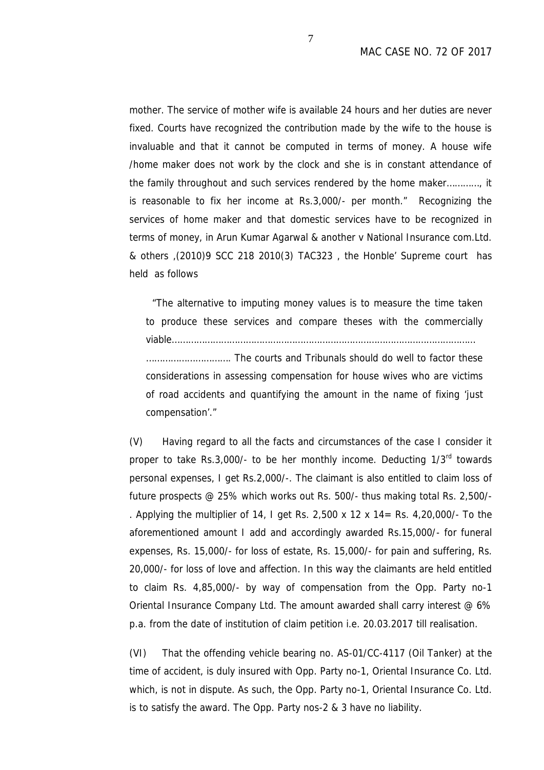mother. The service of mother wife is available 24 hours and her duties are never fixed. Courts have recognized the contribution made by the wife to the house is invaluable and that it cannot be computed in terms of money. A house wife /home maker does not work by the clock and she is in constant attendance of the family throughout and such services rendered by the home maker…………, it is reasonable to fix her income at Rs.3,000/- per month." Recognizing the services of home maker and that domestic services have to be recognized in terms of money, in Arun Kumar Agarwal & another v National Insurance com.Ltd. & others ,(2010)9 SCC 218 2010(3) TAC323 , the Honble' Supreme court has held as follows

> "The alternative to imputing money values is to measure the time taken to produce these services and compare theses with the commercially viable……………………………………………………………………………………………. ………………………… The courts and Tribunals should do well to factor these considerations in assessing compensation for house wives who are victims of road accidents and quantifying the amount in the name of fixing 'just compensation'."

(V) Having regard to all the facts and circumstances of the case I consider it proper to take Rs.3,000/- to be her monthly income. Deducting 1/3rd towards personal expenses, I get Rs.2,000/-. The claimant is also entitled to claim loss of future prospects @ 25% which works out Rs. 500/- thus making total Rs. 2,500/- . Applying the multiplier of 14, I get Rs. 2,500 x 12 x 14= Rs. 4,20,000/- To the aforementioned amount I add and accordingly awarded Rs.15,000/- for funeral expenses, Rs. 15,000/- for loss of estate, Rs. 15,000/- for pain and suffering, Rs. 20,000/- for loss of love and affection. In this way the claimants are held entitled to claim Rs. 4,85,000/- by way of compensation from the Opp. Party no-1 Oriental Insurance Company Ltd. The amount awarded shall carry interest @ 6% p.a. from the date of institution of claim petition i.e. 20.03.2017 till realisation.

(VI) That the offending vehicle bearing no. AS-01/CC-4117 (Oil Tanker) at the time of accident, is duly insured with Opp. Party no-1, Oriental Insurance Co. Ltd. which, is not in dispute. As such, the Opp. Party no-1, Oriental Insurance Co. Ltd. is to satisfy the award. The Opp. Party nos-2 & 3 have no liability.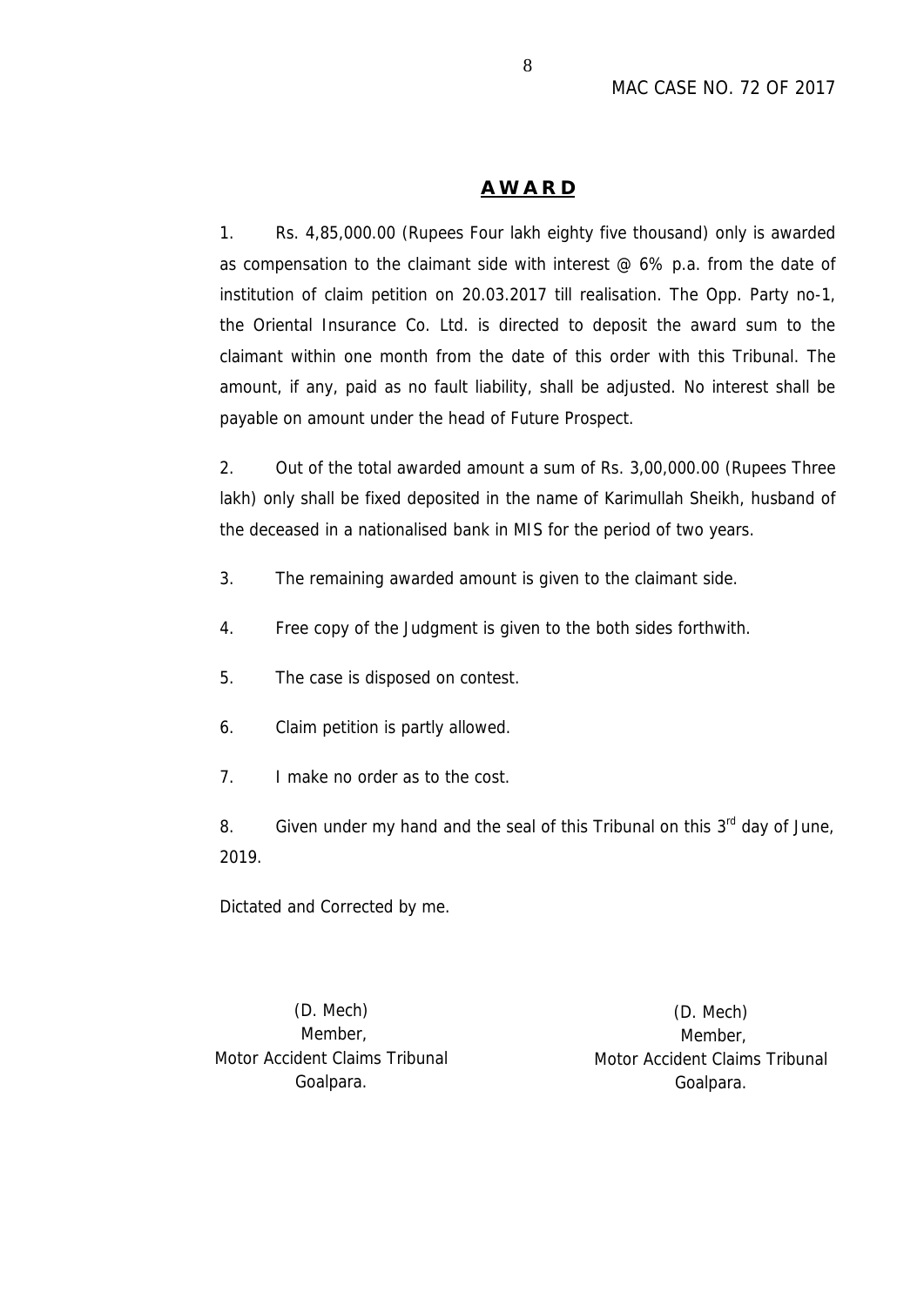MAC CASE NO. 72 OF 2017

## **A W A R D**

1. Rs. 4,85,000.00 (Rupees Four lakh eighty five thousand) only is awarded as compensation to the claimant side with interest @ 6% p.a. from the date of institution of claim petition on 20.03.2017 till realisation. The Opp. Party no-1, the Oriental Insurance Co. Ltd. is directed to deposit the award sum to the claimant within one month from the date of this order with this Tribunal. The amount, if any, paid as no fault liability, shall be adjusted. No interest shall be payable on amount under the head of Future Prospect.

2. Out of the total awarded amount a sum of Rs. 3,00,000.00 (Rupees Three lakh) only shall be fixed deposited in the name of Karimullah Sheikh, husband of the deceased in a nationalised bank in MIS for the period of two years.

3. The remaining awarded amount is given to the claimant side.

4. Free copy of the Judgment is given to the both sides forthwith.

5. The case is disposed on contest.

6. Claim petition is partly allowed.

7. I make no order as to the cost.

8. Given under my hand and the seal of this Tribunal on this 3rd day of June, 2019.

Dictated and Corrected by me.

(D. Mech)
Member,
Motor Accident Claims Tribunal
Goalpara.

(D. Mech)
Member,
Motor Accident Claims Tribunal
Goalpara.